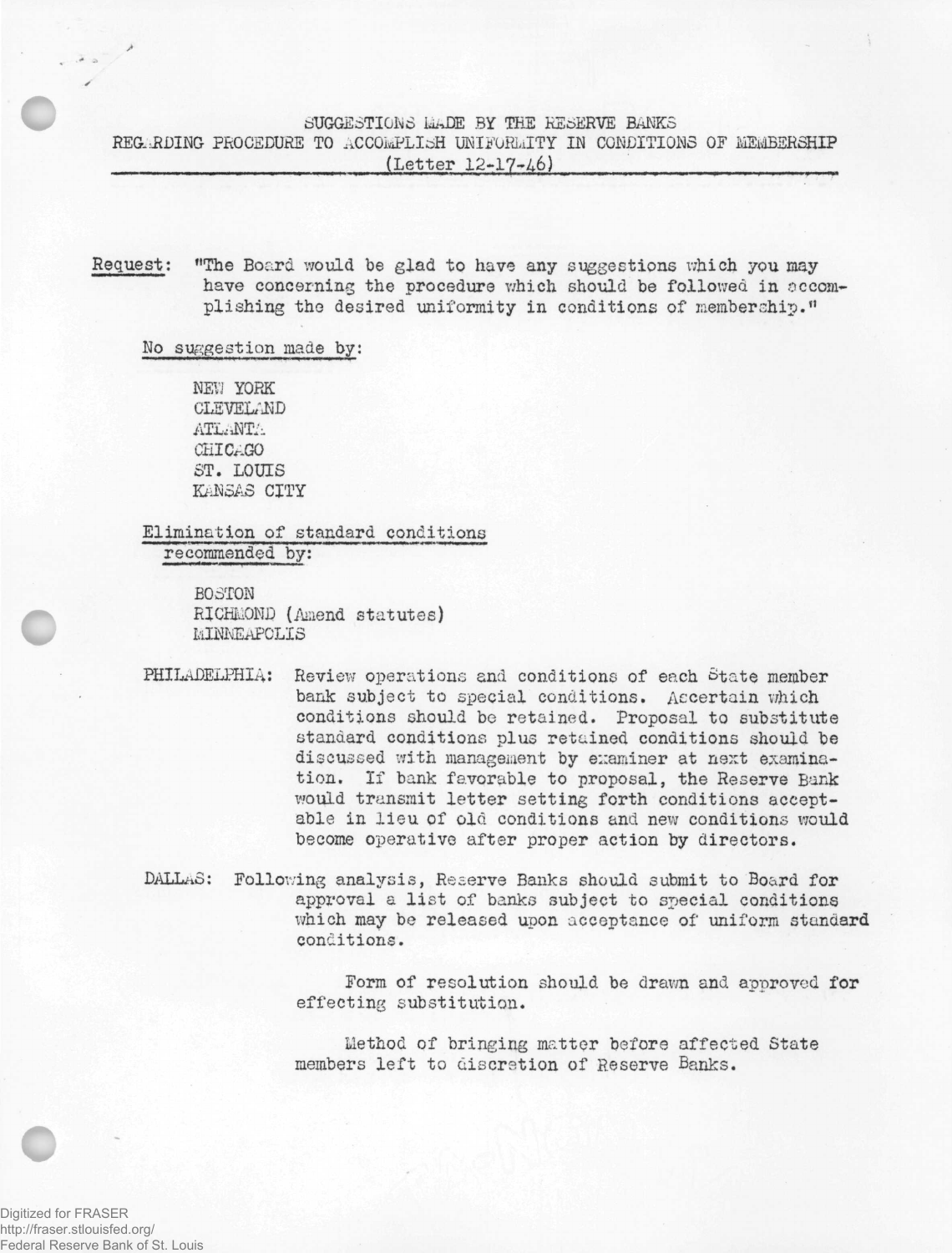# SUGGESTIONS MADE BY THE RESERVE BANKS
## REGARDING PROCEDURE TO ACCOMPLISH UNIFORMITY IN CONDITIONS OF MEMBERSHIP
### (Letter 12-17-46)

Request: "The Board would be glad to have any suggestions which you may have concerning the procedure which should be followed in accomplishing the desired uniformity in conditions of membership."

No suggestion made by:

NEW YORK
CLEVELAND
ATLANTA
CHICAGO
ST. LOUIS
KANSAS CITY

Elimination of standard conditions recommended by:

BOSTON
RICHMOND (Amend statutes)
MINNEAPOLIS

PHILADELPHIA: Review operations and conditions of each State member bank subject to special conditions. Ascertain which conditions should be retained. Proposal to substitute standard conditions plus retained conditions should be discussed with management by examiner at next examination. If bank favorable to proposal, the Reserve Bank would transmit letter setting forth conditions acceptable in lieu of old conditions and new conditions would become operative after proper action by directors.

DALLAS: Following analysis, Reserve Banks should submit to Board for approval a list of banks subject to special conditions which may be released upon acceptance of uniform standard conditions.

Form of resolution should be drawn and approved for effecting substitution.

Method of bringing matter before affected State members left to discretion of Reserve Banks.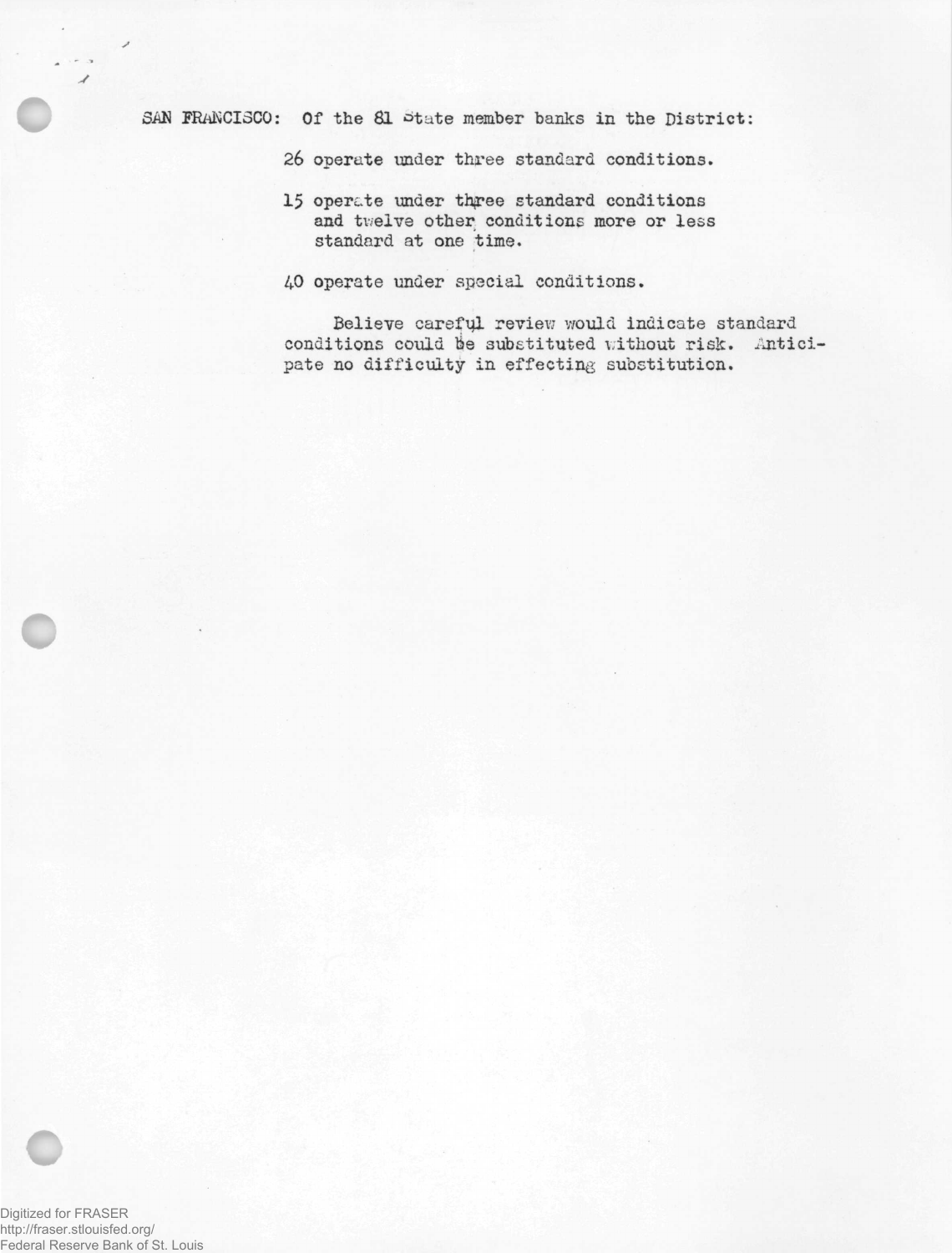SAN FRANCISCO: Of the 81 State member banks in the District:

26 operate under three standard conditions.

15 operate under three standard conditions and twelve other conditions more or less standard at one time.

40 operate under special conditions.

Believe careful review would indicate standard conditions could be substituted without risk. Anticipate no difficulty in effecting substitution.